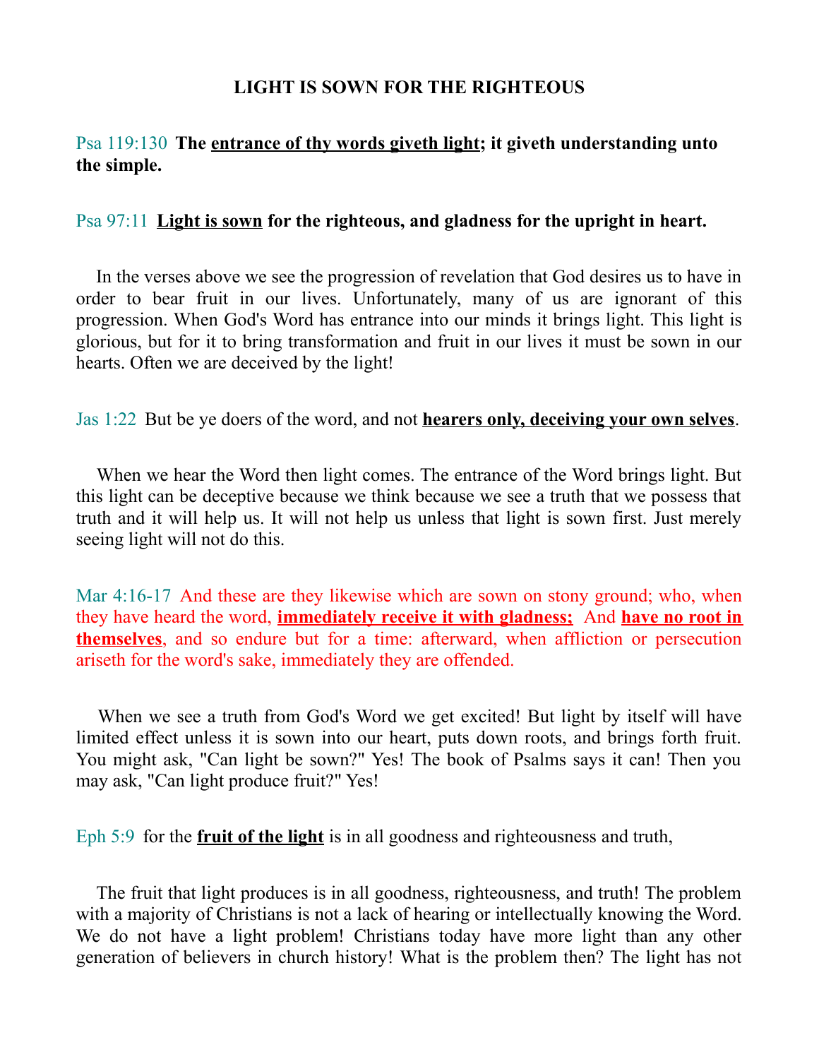# LIGHT IS SOWN FOR THE RIGHTEOUS

Psa 119:130 **The <u>entrance of thy words giveth light</u>; it giveth understanding unto the simple.**

Psa 97:11 **<u>Light is sown</u> for the righteous, and gladness for the upright in heart.**

In the verses above we see the progression of revelation that God desires us to have in order to bear fruit in our lives. Unfortunately, many of us are ignorant of this progression. When God's Word has entrance into our minds it brings light. This light is glorious, but for it to bring transformation and fruit in our lives it must be sown in our hearts. Often we are deceived by the light!

Jas 1:22 But be ye doers of the word, and not **<u>hearers only, deceiving your own selves</u>**.

When we hear the Word then light comes. The entrance of the Word brings light. But this light can be deceptive because we think because we see a truth that we possess that truth and it will help us. It will not help us unless that light is sown first. Just merely seeing light will not do this.

Mar 4:16-17 And these are they likewise which are sown on stony ground; who, when they have heard the word, **<u>immediately receive it with gladness;</u>** And **<u>have no root in themselves</u>**, and so endure but for a time: afterward, when affliction or persecution ariseth for the word's sake, immediately they are offended.

When we see a truth from God's Word we get excited! But light by itself will have limited effect unless it is sown into our heart, puts down roots, and brings forth fruit. You might ask, "Can light be sown?" Yes! The book of Psalms says it can! Then you may ask, "Can light produce fruit?" Yes!

Eph 5:9 for the **<u>fruit of the light</u>** is in all goodness and righteousness and truth,

The fruit that light produces is in all goodness, righteousness, and truth! The problem with a majority of Christians is not a lack of hearing or intellectually knowing the Word. We do not have a light problem! Christians today have more light than any other generation of believers in church history! What is the problem then? The light has not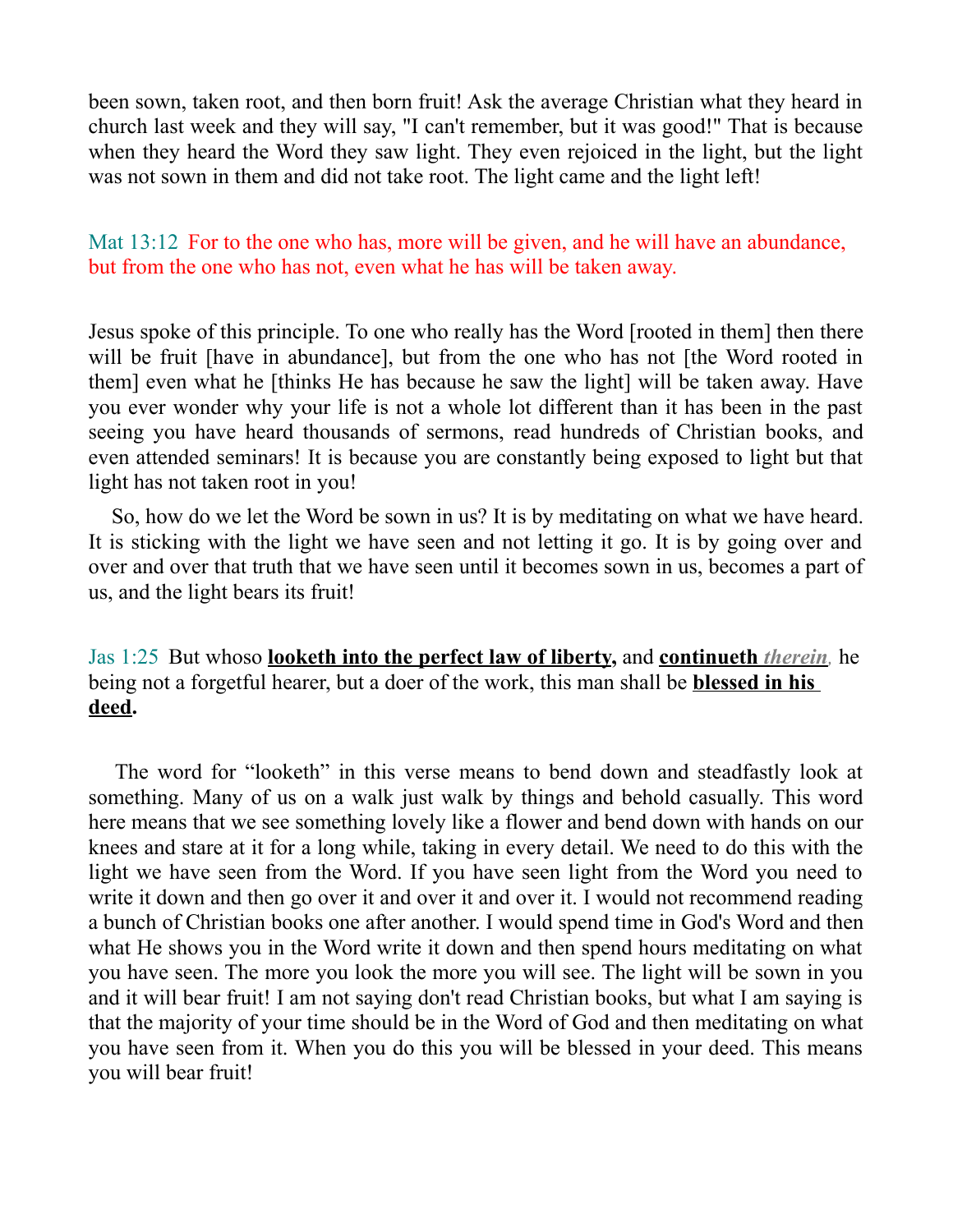been sown, taken root, and then born fruit! Ask the average Christian what they heard in church last week and they will say, "I can't remember, but it was good!" That is because when they heard the Word they saw light. They even rejoiced in the light, but the light was not sown in them and did not take root. The light came and the light left!

Mat 13:12 For to the one who has, more will be given, and he will have an abundance, but from the one who has not, even what he has will be taken away.

Jesus spoke of this principle. To one who really has the Word [rooted in them] then there will be fruit [have in abundance], but from the one who has not [the Word rooted in them] even what he [thinks He has because he saw the light] will be taken away. Have you ever wonder why your life is not a whole lot different than it has been in the past seeing you have heard thousands of sermons, read hundreds of Christian books, and even attended seminars! It is because you are constantly being exposed to light but that light has not taken root in you!

So, how do we let the Word be sown in us? It is by meditating on what we have heard. It is sticking with the light we have seen and not letting it go. It is by going over and over and over that truth that we have seen until it becomes sown in us, becomes a part of us, and the light bears its fruit!

Jas 1:25 But whoso **looketh into the perfect law of liberty,** and **continueth *therein*,** he being not a forgetful hearer, but a doer of the work, this man shall be **blessed in his deed.**

The word for "looketh" in this verse means to bend down and steadfastly look at something. Many of us on a walk just walk by things and behold casually. This word here means that we see something lovely like a flower and bend down with hands on our knees and stare at it for a long while, taking in every detail. We need to do this with the light we have seen from the Word. If you have seen light from the Word you need to write it down and then go over it and over it and over it. I would not recommend reading a bunch of Christian books one after another. I would spend time in God's Word and then what He shows you in the Word write it down and then spend hours meditating on what you have seen. The more you look the more you will see. The light will be sown in you and it will bear fruit! I am not saying don't read Christian books, but what I am saying is that the majority of your time should be in the Word of God and then meditating on what you have seen from it. When you do this you will be blessed in your deed. This means you will bear fruit!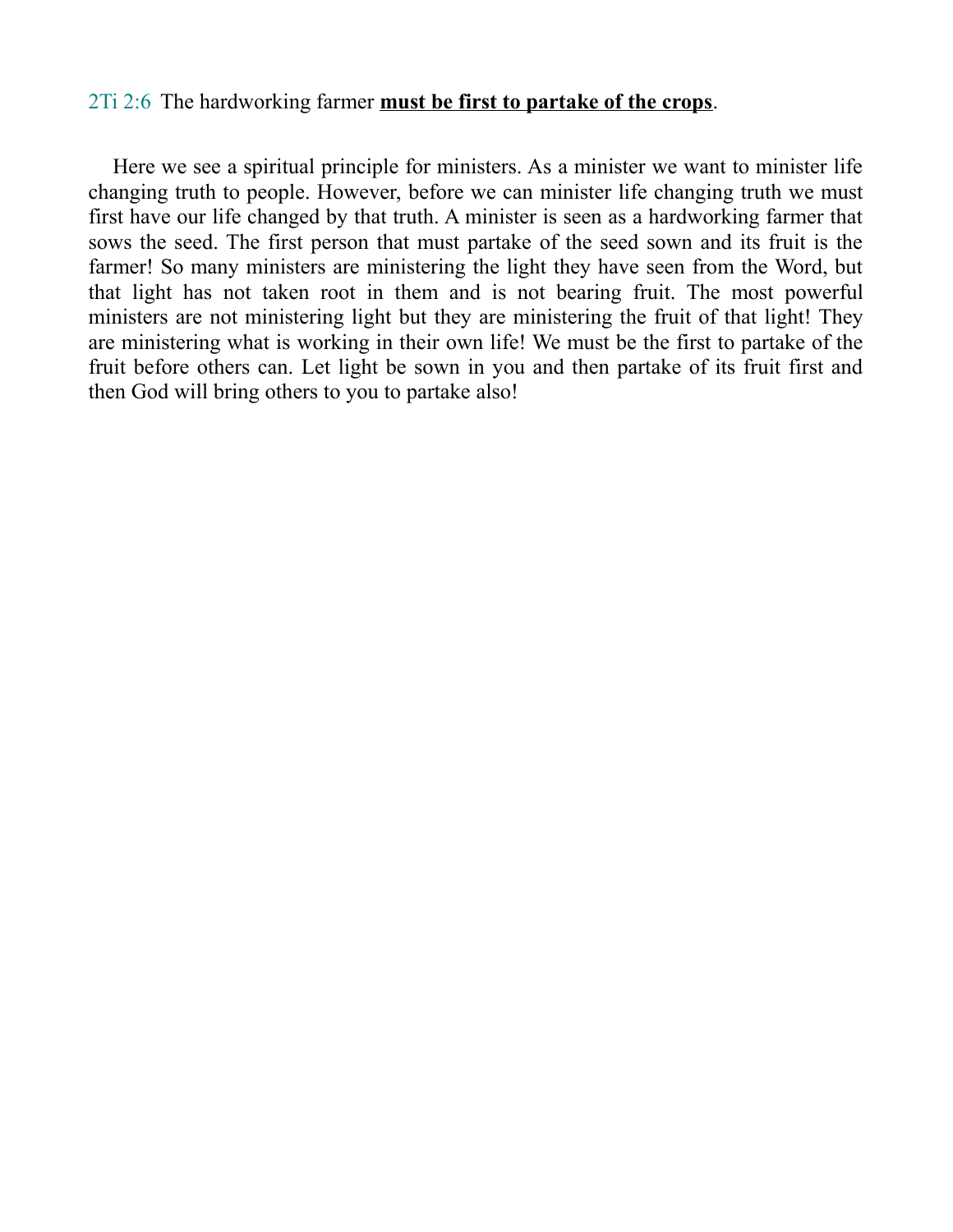2Ti 2:6 The hardworking farmer **<u>must be first to partake of the crops</u>**.

Here we see a spiritual principle for ministers. As a minister we want to minister life changing truth to people. However, before we can minister life changing truth we must first have our life changed by that truth. A minister is seen as a hardworking farmer that sows the seed. The first person that must partake of the seed sown and its fruit is the farmer! So many ministers are ministering the light they have seen from the Word, but that light has not taken root in them and is not bearing fruit. The most powerful ministers are not ministering light but they are ministering the fruit of that light! They are ministering what is working in their own life! We must be the first to partake of the fruit before others can. Let light be sown in you and then partake of its fruit first and then God will bring others to you to partake also!